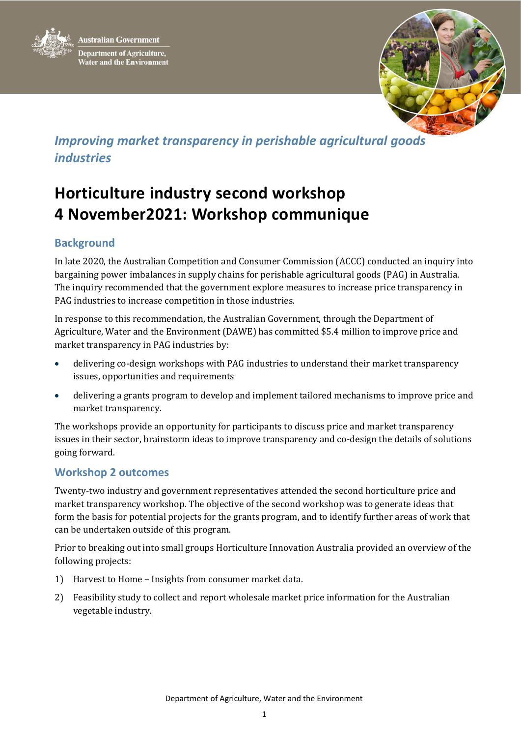Australian Government

Department of Agriculture, Water and the Environment

*Improving market transparency in perishable agricultural goods industries*

# Horticulture industry second workshop 4 November2021: Workshop communique

## Background

In late 2020, the Australian Competition and Consumer Commission (ACCC) conducted an inquiry into bargaining power imbalances in supply chains for perishable agricultural goods (PAG) in Australia. The inquiry recommended that the government explore measures to increase price transparency in PAG industries to increase competition in those industries.

In response to this recommendation, the Australian Government, through the Department of Agriculture, Water and the Environment (DAWE) has committed $5.4 million to improve price and market transparency in PAG industries by:

- delivering co-design workshops with PAG industries to understand their market transparency issues, opportunities and requirements
- delivering a grants program to develop and implement tailored mechanisms to improve price and market transparency.

The workshops provide an opportunity for participants to discuss price and market transparency issues in their sector, brainstorm ideas to improve transparency and co-design the details of solutions going forward.

## Workshop 2 outcomes

Twenty-two industry and government representatives attended the second horticulture price and market transparency workshop. The objective of the second workshop was to generate ideas that form the basis for potential projects for the grants program, and to identify further areas of work that can be undertaken outside of this program.

Prior to breaking out into small groups Horticulture Innovation Australia provided an overview of the following projects:

1) Harvest to Home – Insights from consumer market data.
2) Feasibility study to collect and report wholesale market price information for the Australian vegetable industry.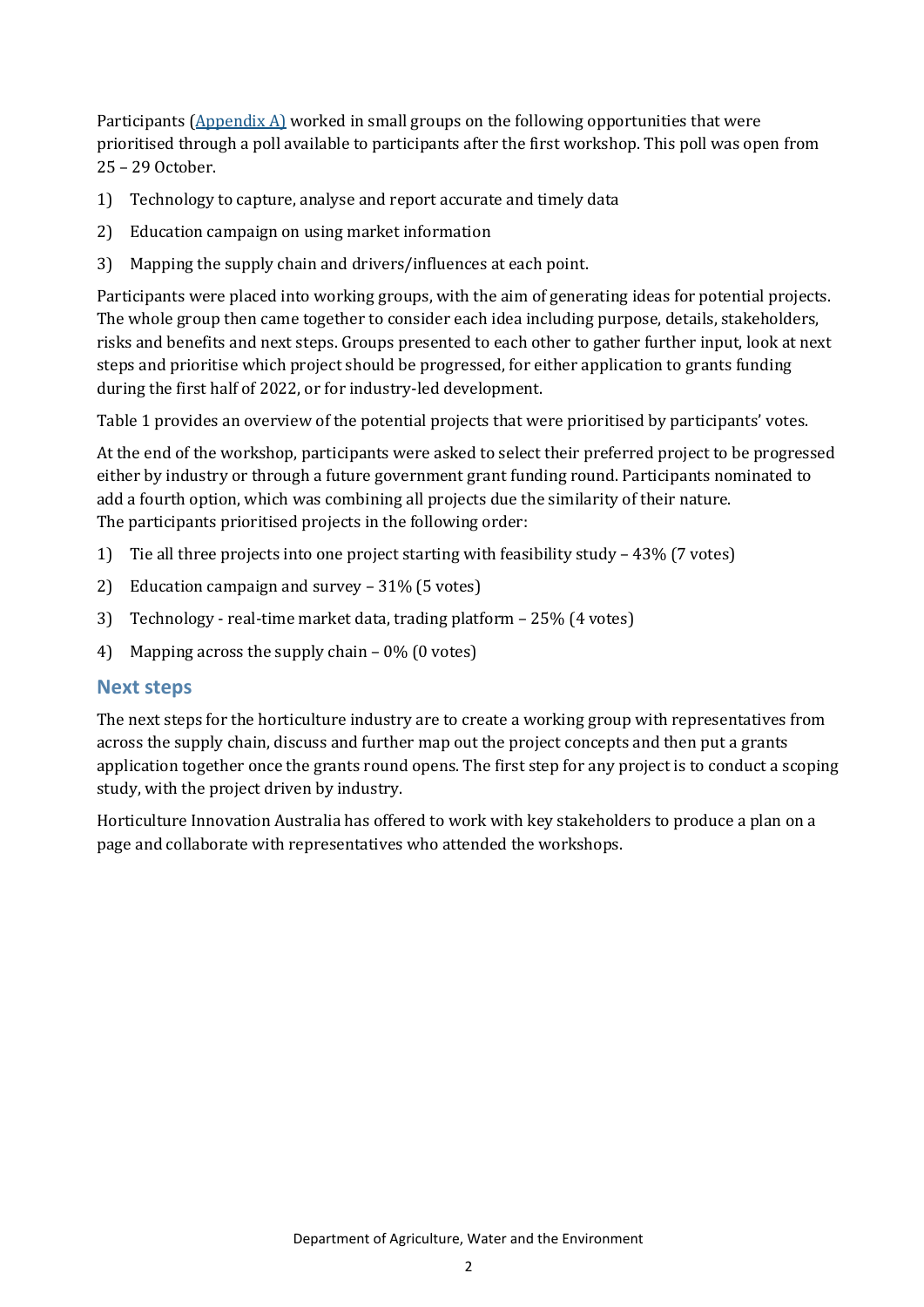Participants (Appendix A) worked in small groups on the following opportunities that were prioritised through a poll available to participants after the first workshop. This poll was open from 25 – 29 October.

1) Technology to capture, analyse and report accurate and timely data
2) Education campaign on using market information
3) Mapping the supply chain and drivers/influences at each point.

Participants were placed into working groups, with the aim of generating ideas for potential projects. The whole group then came together to consider each idea including purpose, details, stakeholders, risks and benefits and next steps. Groups presented to each other to gather further input, look at next steps and prioritise which project should be progressed, for either application to grants funding during the first half of 2022, or for industry-led development.

Table 1 provides an overview of the potential projects that were prioritised by participants' votes.

At the end of the workshop, participants were asked to select their preferred project to be progressed either by industry or through a future government grant funding round. Participants nominated to add a fourth option, which was combining all projects due the similarity of their nature. The participants prioritised projects in the following order:

1) Tie all three projects into one project starting with feasibility study – 43% (7 votes)
2) Education campaign and survey – 31% (5 votes)
3) Technology - real-time market data, trading platform – 25% (4 votes)
4) Mapping across the supply chain – 0% (0 votes)

## Next steps

The next steps for the horticulture industry are to create a working group with representatives from across the supply chain, discuss and further map out the project concepts and then put a grants application together once the grants round opens. The first step for any project is to conduct a scoping study, with the project driven by industry.

Horticulture Innovation Australia has offered to work with key stakeholders to produce a plan on a page and collaborate with representatives who attended the workshops.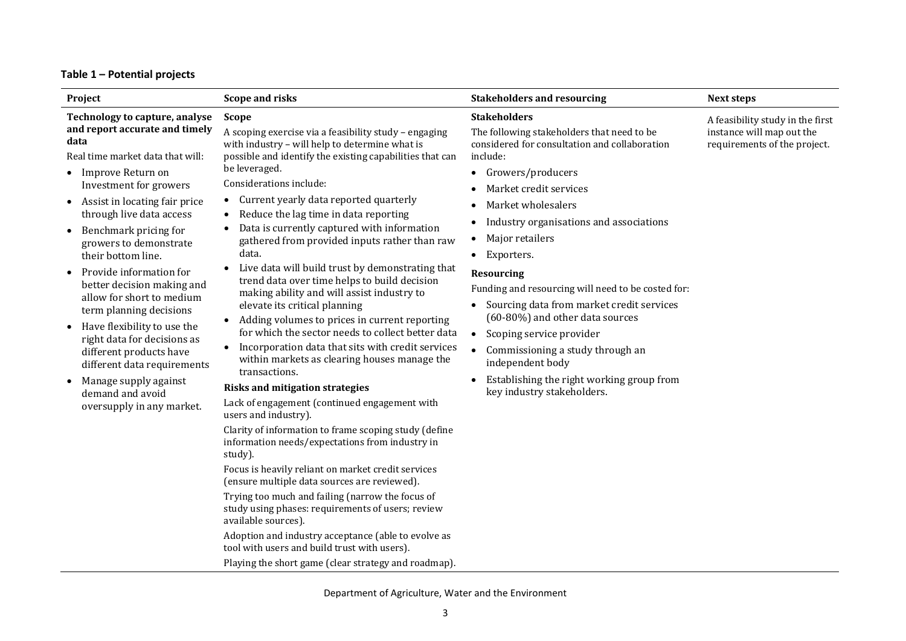**Table 1 – Potential projects**

| Project | Scope and risks | Stakeholders and resourcing | Next steps |
|---|---|---|---|
| **Technology to capture, analyse and report accurate and timely data**<br><br>Real time market data that will:<br>• Improve Return on Investment for growers<br>• Assist in locating fair price through live data access<br>• Benchmark pricing for growers to demonstrate their bottom line.<br>• Provide information for better decision making and allow for short to medium term planning decisions<br>• Have flexibility to use the right data for decisions as different products have different data requirements<br>• Manage supply against demand and avoid oversupply in any market. | **Scope**<br><br>A scoping exercise via a feasibility study – engaging with industry – will help to determine what is possible and identify the existing capabilities that can be leveraged.<br><br>Considerations include:<br>• Current yearly data reported quarterly<br>• Reduce the lag time in data reporting<br>• Data is currently captured with information gathered from provided inputs rather than raw data.<br>• Live data will build trust by demonstrating that trend data over time helps to build decision making ability and will assist industry to elevate its critical planning<br>• Adding volumes to prices in current reporting for which the sector needs to collect better data<br>• Incorporation data that sits with credit services within markets as clearing houses manage the transactions.<br><br>**Risks and mitigation strategies**<br><br>Lack of engagement (continued engagement with users and industry).<br><br>Clarity of information to frame scoping study (define information needs/expectations from industry in study).<br><br>Focus is heavily reliant on market credit services (ensure multiple data sources are reviewed).<br><br>Trying too much and failing (narrow the focus of study using phases: requirements of users; review available sources).<br><br>Adoption and industry acceptance (able to evolve as tool with users and build trust with users).<br><br>Playing the short game (clear strategy and roadmap). | **Stakeholders**<br><br>The following stakeholders that need to be considered for consultation and collaboration include:<br>• Growers/producers<br>• Market credit services<br>• Market wholesalers<br>• Industry organisations and associations<br>• Major retailers<br>• Exporters.<br><br>**Resourcing**<br><br>Funding and resourcing will need to be costed for:<br>• Sourcing data from market credit services (60-80%) and other data sources<br>• Scoping service provider<br>• Commissioning a study through an independent body<br>• Establishing the right working group from key industry stakeholders. | A feasibility study in the first instance will map out the requirements of the project. |

Department of Agriculture, Water and the Environment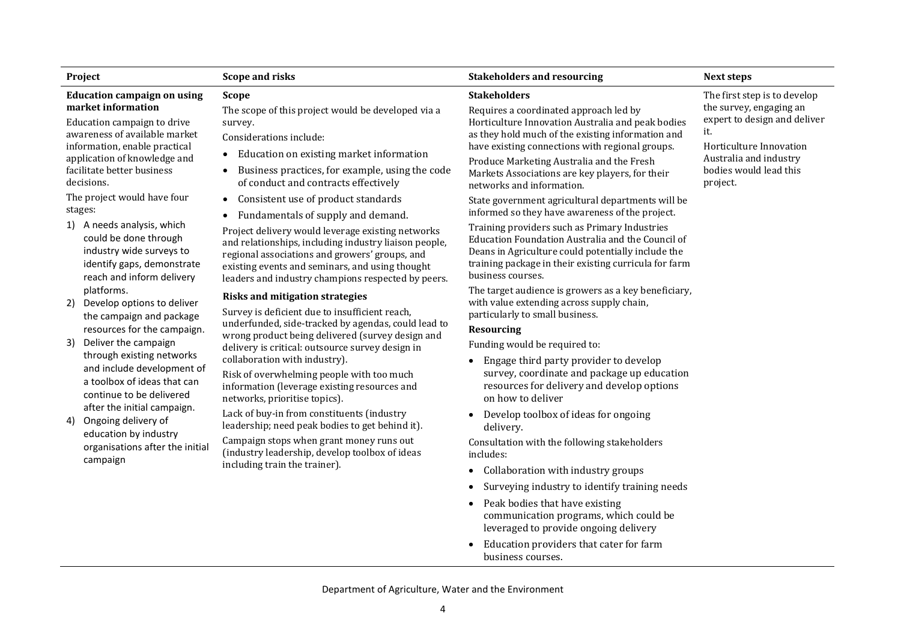| Project | Scope and risks | Stakeholders and resourcing | Next steps |
| --- | --- | --- | --- |
| **Education campaign on using market information**<br><br>Education campaign to drive awareness of available market information, enable practical application of knowledge and facilitate better business decisions.<br><br>The project would have four stages:<br><br>1) A needs analysis, which could be done through industry wide surveys to identify gaps, demonstrate reach and inform delivery platforms.<br>2) Develop options to deliver the campaign and package resources for the campaign.<br>3) Deliver the campaign through existing networks and include development of a toolbox of ideas that can continue to be delivered after the initial campaign.<br>4) Ongoing delivery of education by industry organisations after the initial campaign | **Scope**<br><br>The scope of this project would be developed via a survey.<br><br>Considerations include:<br><br>• Education on existing market information<br>• Business practices, for example, using the code of conduct and contracts effectively<br>• Consistent use of product standards<br>• Fundamentals of supply and demand.<br><br>Project delivery would leverage existing networks and relationships, including industry liaison people, regional associations and growers' groups, and existing events and seminars, and using thought leaders and industry champions respected by peers.<br><br>**Risks and mitigation strategies**<br><br>Survey is deficient due to insufficient reach, underfunded, side-tracked by agendas, could lead to wrong product being delivered (survey design and delivery is critical: outsource survey design in collaboration with industry).<br><br>Risk of overwhelming people with too much information (leverage existing resources and networks, prioritise topics).<br><br>Lack of buy-in from constituents (industry leadership; need peak bodies to get behind it).<br><br>Campaign stops when grant money runs out (industry leadership, develop toolbox of ideas including train the trainer). | **Stakeholders**<br><br>Requires a coordinated approach led by Horticulture Innovation Australia and peak bodies as they hold much of the existing information and have existing connections with regional groups.<br><br>Produce Marketing Australia and the Fresh Markets Associations are key players, for their networks and information.<br><br>State government agricultural departments will be informed so they have awareness of the project.<br><br>Training providers such as Primary Industries Education Foundation Australia and the Council of Deans in Agriculture could potentially include the training package in their existing curricula for farm business courses.<br><br>The target audience is growers as a key beneficiary, with value extending across supply chain, particularly to small business.<br><br>**Resourcing**<br><br>Funding would be required to:<br><br>• Engage third party provider to develop survey, coordinate and package up education resources for delivery and develop options on how to deliver<br>• Develop toolbox of ideas for ongoing delivery.<br><br>Consultation with the following stakeholders includes:<br><br>• Collaboration with industry groups<br>• Surveying industry to identify training needs<br>• Peak bodies that have existing communication programs, which could be leveraged to provide ongoing delivery<br>• Education providers that cater for farm business courses. | The first step is to develop the survey, engaging an expert to design and deliver it.<br><br>Horticulture Innovation Australia and industry bodies would lead this project. |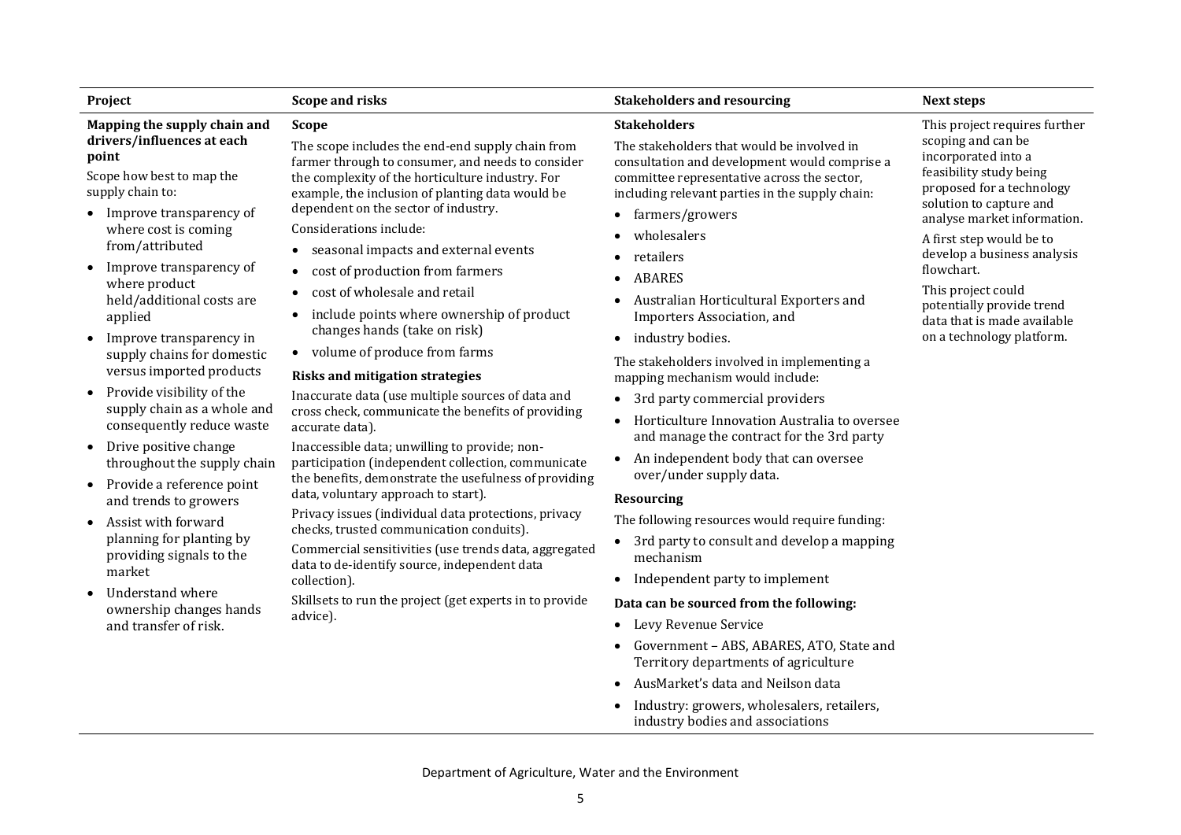| Project | Scope and risks | Stakeholders and resourcing | Next steps |
|---|---|---|---|
| **Mapping the supply chain and drivers/influences at each point**<br><br>Scope how best to map the supply chain to:<br>• Improve transparency of where cost is coming from/attributed<br>• Improve transparency of where product held/additional costs are applied<br>• Improve transparency in supply chains for domestic versus imported products<br>• Provide visibility of the supply chain as a whole and consequently reduce waste<br>• Drive positive change throughout the supply chain<br>• Provide a reference point and trends to growers<br>• Assist with forward planning for planting by providing signals to the market<br>• Understand where ownership changes hands and transfer of risk. | **Scope**<br><br>The scope includes the end-end supply chain from farmer through to consumer, and needs to consider the complexity of the horticulture industry. For example, the inclusion of planting data would be dependent on the sector of industry.<br><br>Considerations include:<br>• seasonal impacts and external events<br>• cost of production from farmers<br>• cost of wholesale and retail<br>• include points where ownership of product changes hands (take on risk)<br>• volume of produce from farms<br><br>**Risks and mitigation strategies**<br><br>Inaccurate data (use multiple sources of data and cross check, communicate the benefits of providing accurate data).<br><br>Inaccessible data; unwilling to provide; non-participation (independent collection, communicate the benefits, demonstrate the usefulness of providing data, voluntary approach to start).<br><br>Privacy issues (individual data protections, privacy checks, trusted communication conduits).<br><br>Commercial sensitivities (use trends data, aggregated data to de-identify source, independent data collection).<br><br>Skillsets to run the project (get experts in to provide advice). | **Stakeholders**<br><br>The stakeholders that would be involved in consultation and development would comprise a committee representative across the sector, including relevant parties in the supply chain:<br>• farmers/growers<br>• wholesalers<br>• retailers<br>• ABARES<br>• Australian Horticultural Exporters and Importers Association, and<br>• industry bodies.<br><br>The stakeholders involved in implementing a mapping mechanism would include:<br>• 3rd party commercial providers<br>• Horticulture Innovation Australia to oversee and manage the contract for the 3rd party<br>• An independent body that can oversee over/under supply data.<br><br>**Resourcing**<br><br>The following resources would require funding:<br>• 3rd party to consult and develop a mapping mechanism<br>• Independent party to implement<br><br>**Data can be sourced from the following:**<br>• Levy Revenue Service<br>• Government – ABS, ABARES, ATO, State and Territory departments of agriculture<br>• AusMarket's data and Neilson data<br>• Industry: growers, wholesalers, retailers, industry bodies and associations | This project requires further scoping and can be incorporated into a feasibility study being proposed for a technology solution to capture and analyse market information.<br><br>A first step would be to develop a business analysis flowchart.<br><br>This project could potentially provide trend data that is made available on a technology platform. |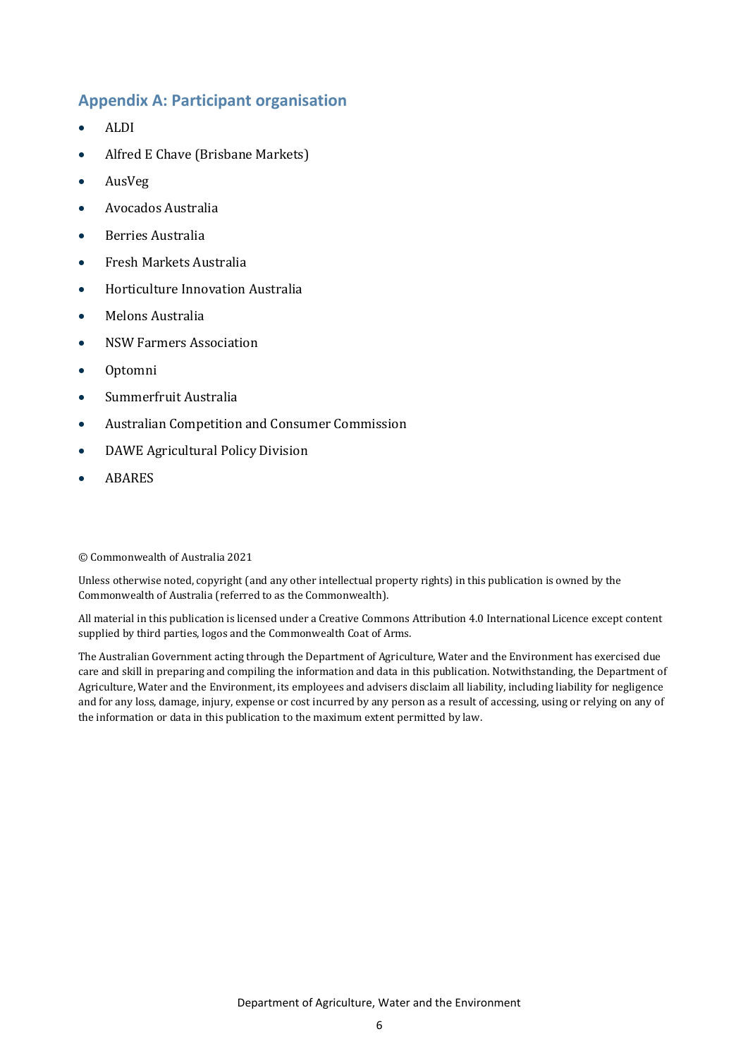## Appendix A: Participant organisation

- ALDI
- Alfred E Chave (Brisbane Markets)
- AusVeg
- Avocados Australia
- Berries Australia
- Fresh Markets Australia
- Horticulture Innovation Australia
- Melons Australia
- NSW Farmers Association
- Optomni
- Summerfruit Australia
- Australian Competition and Consumer Commission
- DAWE Agricultural Policy Division
- ABARES

© Commonwealth of Australia 2021

Unless otherwise noted, copyright (and any other intellectual property rights) in this publication is owned by the Commonwealth of Australia (referred to as the Commonwealth).

All material in this publication is licensed under a Creative Commons Attribution 4.0 International Licence except content supplied by third parties, logos and the Commonwealth Coat of Arms.

The Australian Government acting through the Department of Agriculture, Water and the Environment has exercised due care and skill in preparing and compiling the information and data in this publication. Notwithstanding, the Department of Agriculture, Water and the Environment, its employees and advisers disclaim all liability, including liability for negligence and for any loss, damage, injury, expense or cost incurred by any person as a result of accessing, using or relying on any of the information or data in this publication to the maximum extent permitted by law.